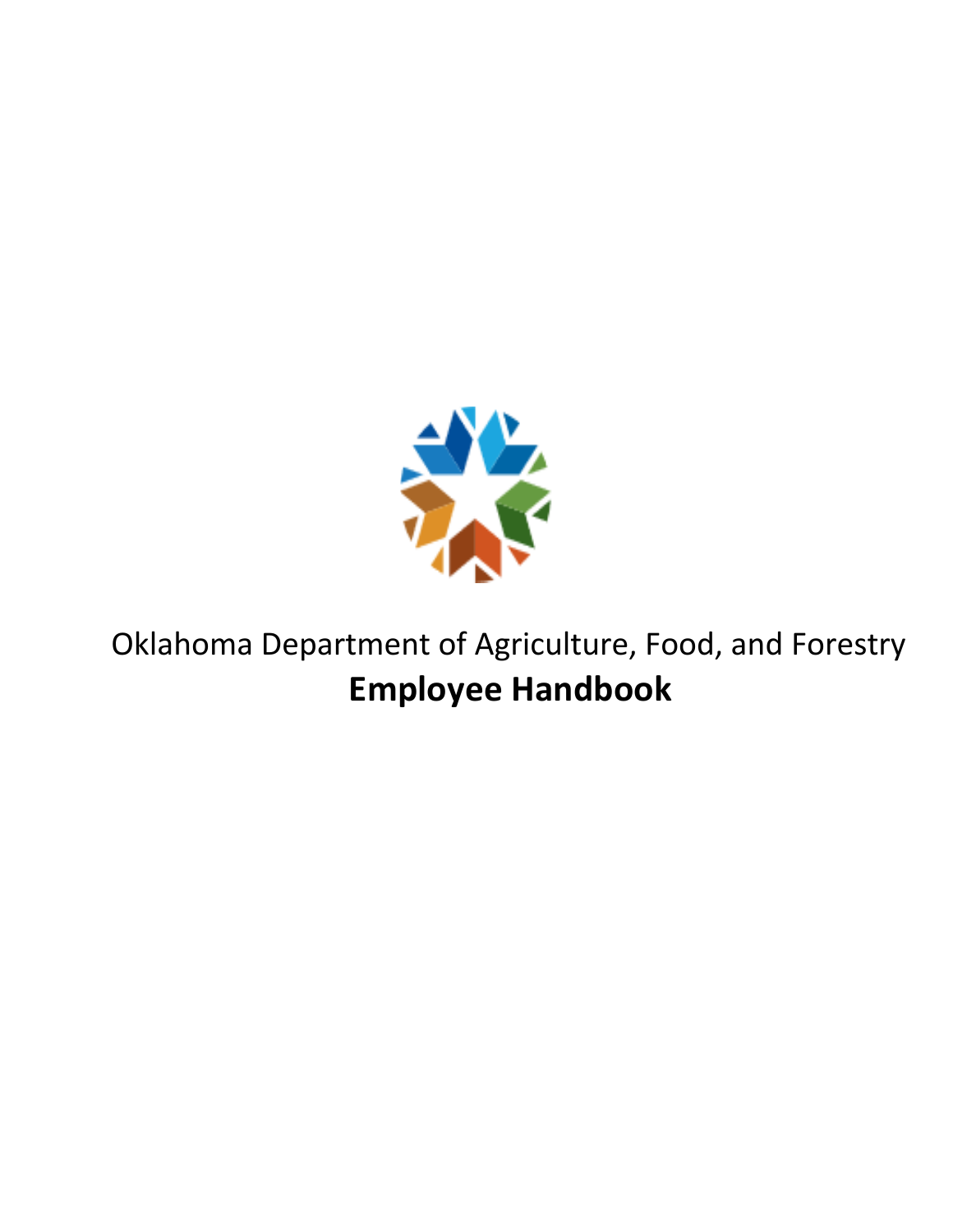Oklahoma Department of Agriculture, Food, and Forestry

# Employee Handbook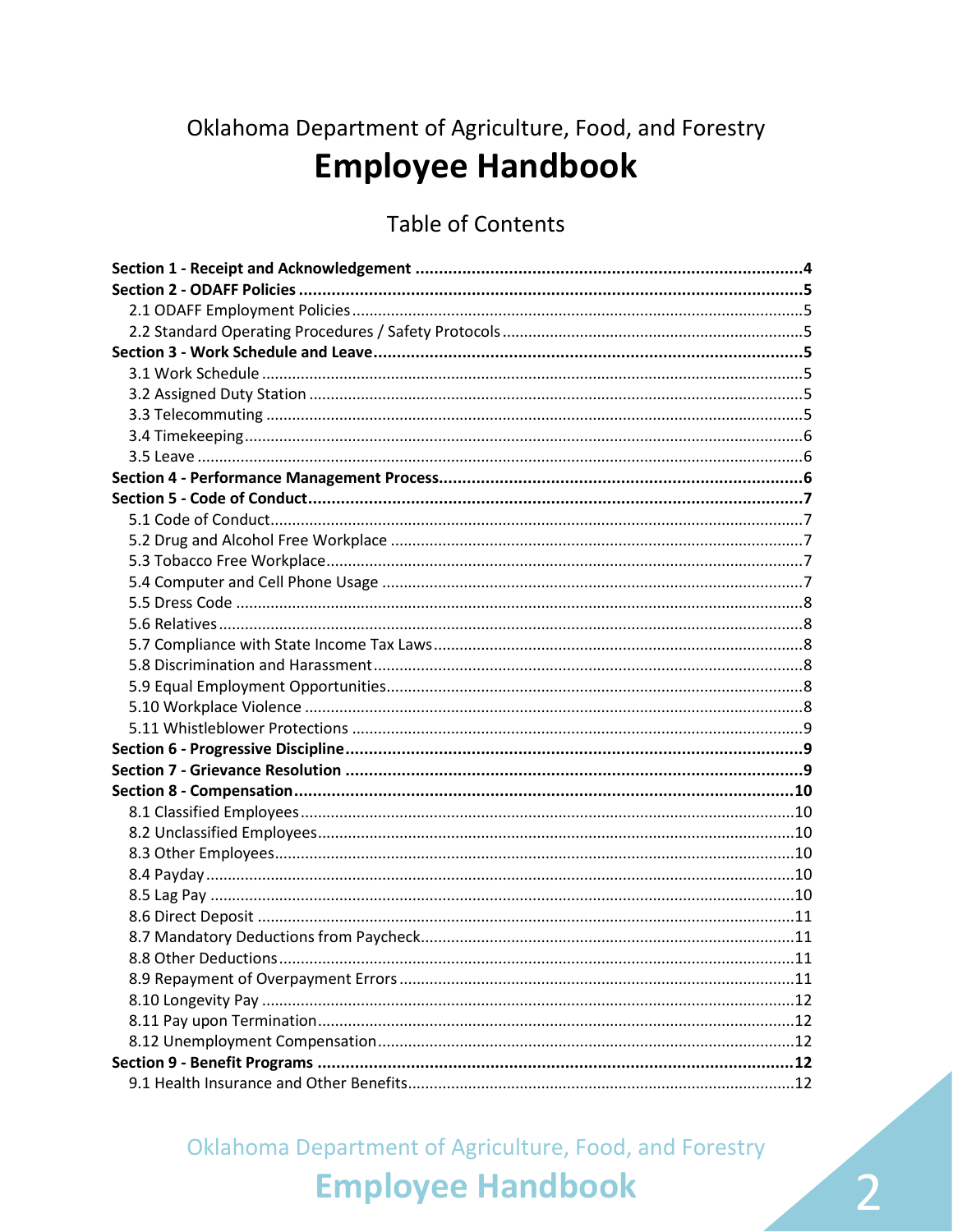Oklahoma Department of Agriculture, Food, and Forestry

# Employee Handbook

## Table of Contents

**Section 1 - Receipt and Acknowledgement .......... 4**

**Section 2 - ODAFF Policies .......... 5**

- 2.1 ODAFF Employment Policies .......... 5
- 2.2 Standard Operating Procedures / Safety Protocols .......... 5

**Section 3 - Work Schedule and Leave .......... 5**

- 3.1 Work Schedule .......... 5
- 3.2 Assigned Duty Station .......... 5
- 3.3 Telecommuting .......... 5
- 3.4 Timekeeping .......... 6
- 3.5 Leave .......... 6

**Section 4 - Performance Management Process .......... 6**

**Section 5 - Code of Conduct .......... 7**

- 5.1 Code of Conduct .......... 7
- 5.2 Drug and Alcohol Free Workplace .......... 7
- 5.3 Tobacco Free Workplace .......... 7
- 5.4 Computer and Cell Phone Usage .......... 7
- 5.5 Dress Code .......... 8
- 5.6 Relatives .......... 8
- 5.7 Compliance with State Income Tax Laws .......... 8
- 5.8 Discrimination and Harassment .......... 8
- 5.9 Equal Employment Opportunities .......... 8
- 5.10 Workplace Violence .......... 8
- 5.11 Whistleblower Protections .......... 9

**Section 6 - Progressive Discipline .......... 9**

**Section 7 - Grievance Resolution .......... 9**

**Section 8 - Compensation .......... 10**

- 8.1 Classified Employees .......... 10
- 8.2 Unclassified Employees .......... 10
- 8.3 Other Employees .......... 10
- 8.4 Payday .......... 10
- 8.5 Lag Pay .......... 10
- 8.6 Direct Deposit .......... 11
- 8.7 Mandatory Deductions from Paycheck .......... 11
- 8.8 Other Deductions .......... 11
- 8.9 Repayment of Overpayment Errors .......... 11
- 8.10 Longevity Pay .......... 12
- 8.11 Pay upon Termination .......... 12
- 8.12 Unemployment Compensation .......... 12

**Section 9 - Benefit Programs .......... 12**

- 9.1 Health Insurance and Other Benefits .......... 12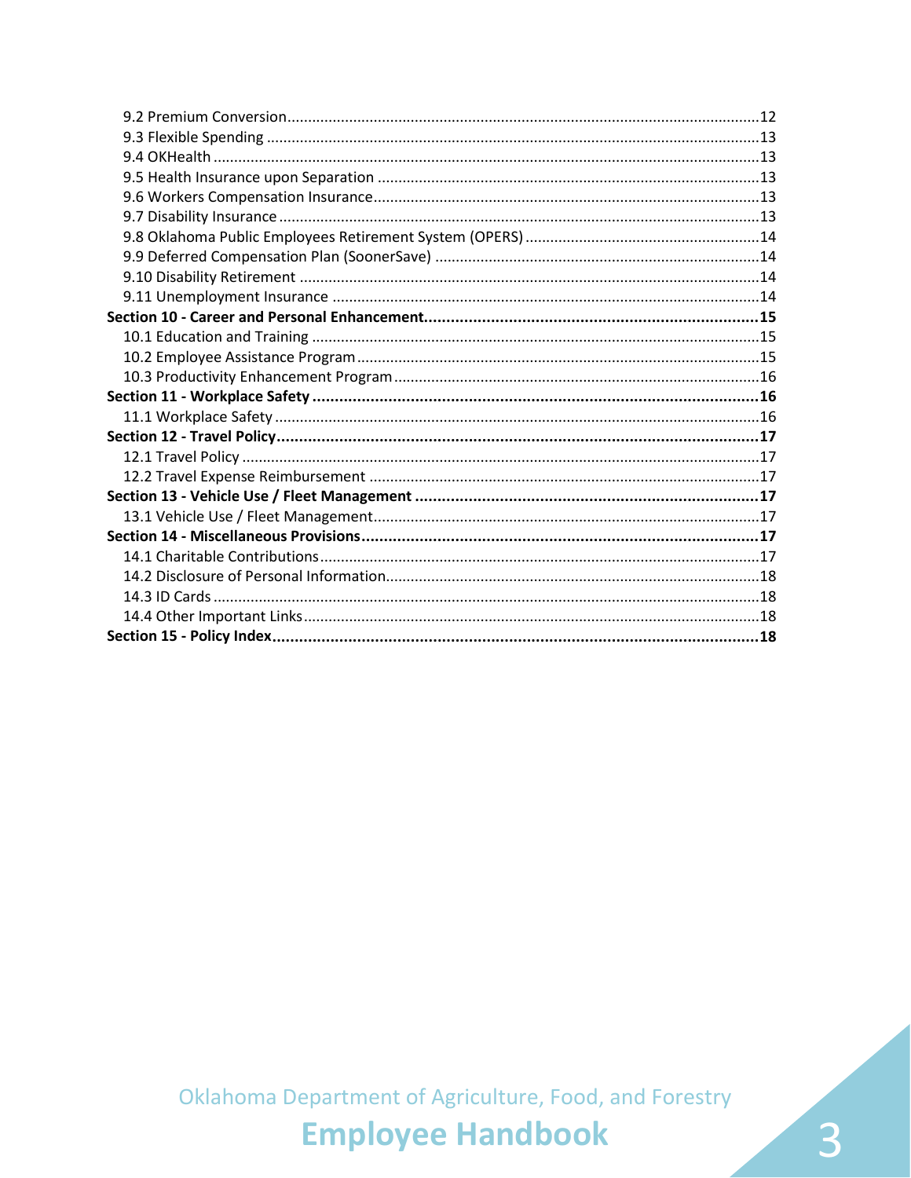9.2 Premium Conversion.....12
9.3 Flexible Spending .....13
9.4 OKHealth .....13
9.5 Health Insurance upon Separation .....13
9.6 Workers Compensation Insurance.....13
9.7 Disability Insurance .....13
9.8 Oklahoma Public Employees Retirement System (OPERS) .....14
9.9 Deferred Compensation Plan (SoonerSave) .....14
9.10 Disability Retirement .....14
9.11 Unemployment Insurance .....14

**Section 10 - Career and Personal Enhancement.....15**

10.1 Education and Training .....15
10.2 Employee Assistance Program.....15
10.3 Productivity Enhancement Program.....16

**Section 11 - Workplace Safety .....16**

11.1 Workplace Safety .....16

**Section 12 - Travel Policy.....17**

12.1 Travel Policy .....17
12.2 Travel Expense Reimbursement .....17

**Section 13 - Vehicle Use / Fleet Management .....17**

13.1 Vehicle Use / Fleet Management.....17

**Section 14 - Miscellaneous Provisions.....17**

14.1 Charitable Contributions.....17
14.2 Disclosure of Personal Information.....18
14.3 ID Cards .....18
14.4 Other Important Links.....18

**Section 15 - Policy Index.....18**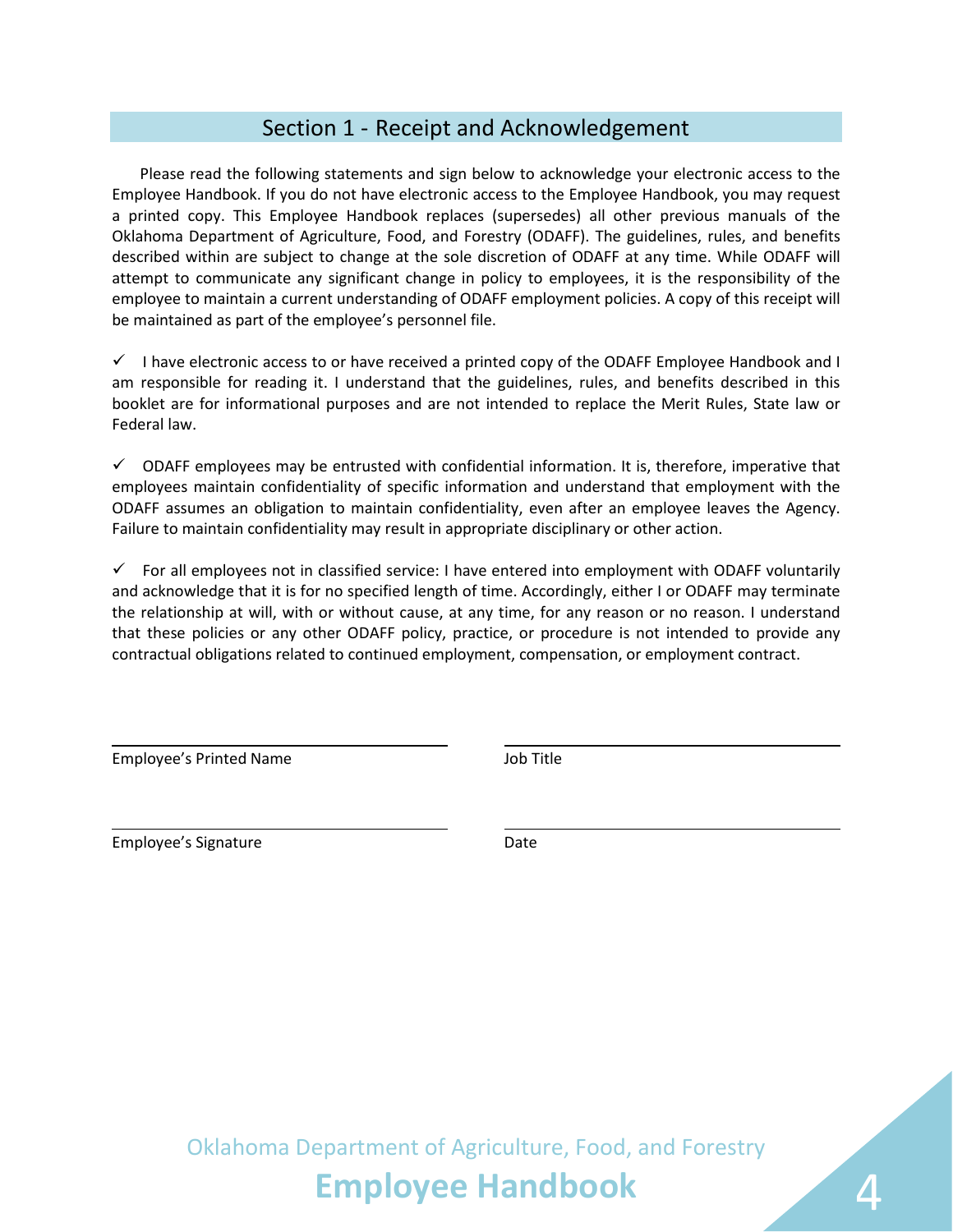## Section 1 - Receipt and Acknowledgement

Please read the following statements and sign below to acknowledge your electronic access to the Employee Handbook. If you do not have electronic access to the Employee Handbook, you may request a printed copy. This Employee Handbook replaces (supersedes) all other previous manuals of the Oklahoma Department of Agriculture, Food, and Forestry (ODAFF). The guidelines, rules, and benefits described within are subject to change at the sole discretion of ODAFF at any time. While ODAFF will attempt to communicate any significant change in policy to employees, it is the responsibility of the employee to maintain a current understanding of ODAFF employment policies. A copy of this receipt will be maintained as part of the employee's personnel file.

✓ I have electronic access to or have received a printed copy of the ODAFF Employee Handbook and I am responsible for reading it. I understand that the guidelines, rules, and benefits described in this booklet are for informational purposes and are not intended to replace the Merit Rules, State law or Federal law.

✓ ODAFF employees may be entrusted with confidential information. It is, therefore, imperative that employees maintain confidentiality of specific information and understand that employment with the ODAFF assumes an obligation to maintain confidentiality, even after an employee leaves the Agency. Failure to maintain confidentiality may result in appropriate disciplinary or other action.

✓ For all employees not in classified service: I have entered into employment with ODAFF voluntarily and acknowledge that it is for no specified length of time. Accordingly, either I or ODAFF may terminate the relationship at will, with or without cause, at any time, for any reason or no reason. I understand that these policies or any other ODAFF policy, practice, or procedure is not intended to provide any contractual obligations related to continued employment, compensation, or employment contract.

\_\_\_\_\_\_\_\_\_\_\_\_\_\_\_\_\_\_\_\_\_\_\_\_\_\_\_\_\_\_ \_\_\_\_\_\_\_\_\_\_\_\_\_\_\_\_\_\_\_\_\_\_\_\_\_\_\_\_\_\_
Employee's Printed Name Job Title

\_\_\_\_\_\_\_\_\_\_\_\_\_\_\_\_\_\_\_\_\_\_\_\_\_\_\_\_\_\_ \_\_\_\_\_\_\_\_\_\_\_\_\_\_\_\_\_\_\_\_\_\_\_\_\_\_\_\_\_\_
Employee's Signature Date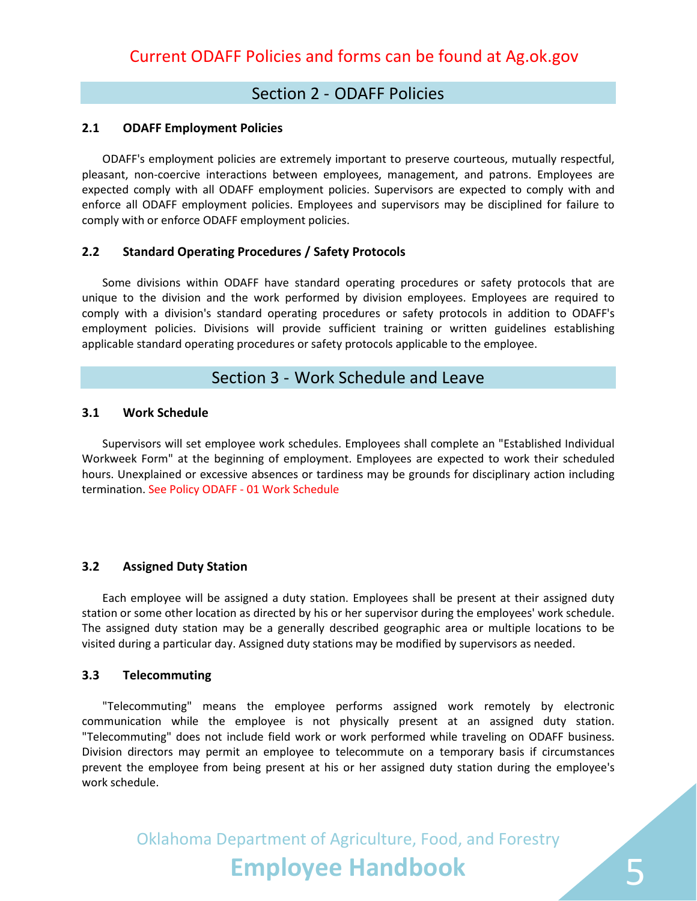Current ODAFF Policies and forms can be found at Ag.ok.gov

## Section 2 - ODAFF Policies

### 2.1 ODAFF Employment Policies

ODAFF's employment policies are extremely important to preserve courteous, mutually respectful, pleasant, non-coercive interactions between employees, management, and patrons. Employees are expected comply with all ODAFF employment policies. Supervisors are expected to comply with and enforce all ODAFF employment policies. Employees and supervisors may be disciplined for failure to comply with or enforce ODAFF employment policies.

### 2.2 Standard Operating Procedures / Safety Protocols

Some divisions within ODAFF have standard operating procedures or safety protocols that are unique to the division and the work performed by division employees. Employees are required to comply with a division's standard operating procedures or safety protocols in addition to ODAFF's employment policies. Divisions will provide sufficient training or written guidelines establishing applicable standard operating procedures or safety protocols applicable to the employee.

## Section 3 - Work Schedule and Leave

### 3.1 Work Schedule

Supervisors will set employee work schedules. Employees shall complete an "Established Individual Workweek Form" at the beginning of employment. Employees are expected to work their scheduled hours. Unexplained or excessive absences or tardiness may be grounds for disciplinary action including termination. See Policy ODAFF - 01 Work Schedule

### 3.2 Assigned Duty Station

Each employee will be assigned a duty station. Employees shall be present at their assigned duty station or some other location as directed by his or her supervisor during the employees' work schedule. The assigned duty station may be a generally described geographic area or multiple locations to be visited during a particular day. Assigned duty stations may be modified by supervisors as needed.

### 3.3 Telecommuting

"Telecommuting" means the employee performs assigned work remotely by electronic communication while the employee is not physically present at an assigned duty station. "Telecommuting" does not include field work or work performed while traveling on ODAFF business. Division directors may permit an employee to telecommute on a temporary basis if circumstances prevent the employee from being present at his or her assigned duty station during the employee's work schedule.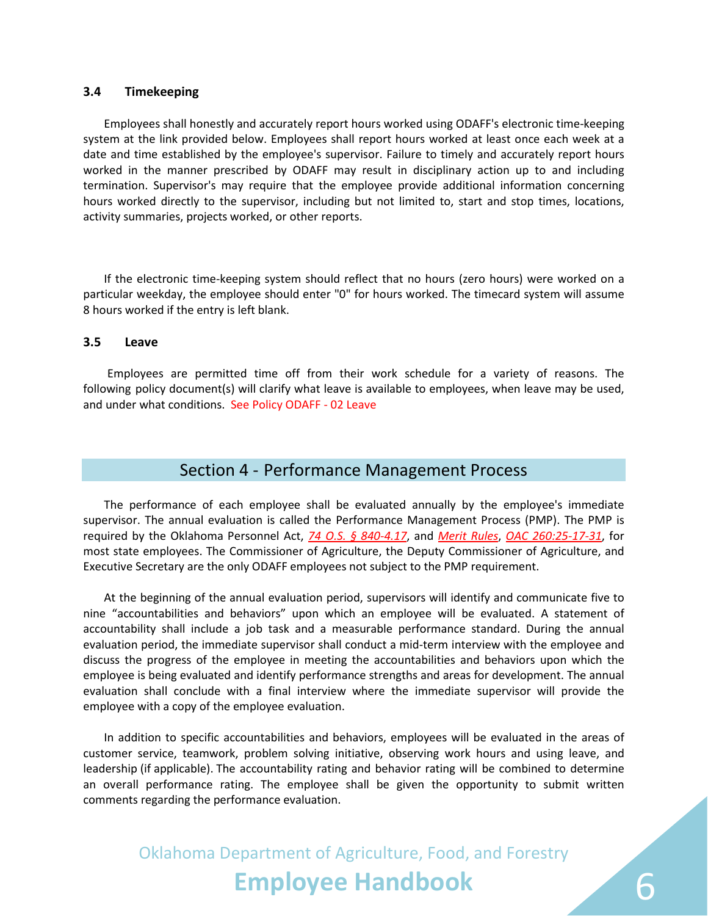### 3.4 Timekeeping

Employees shall honestly and accurately report hours worked using ODAFF's electronic time-keeping system at the link provided below. Employees shall report hours worked at least once each week at a date and time established by the employee's supervisor. Failure to timely and accurately report hours worked in the manner prescribed by ODAFF may result in disciplinary action up to and including termination. Supervisor's may require that the employee provide additional information concerning hours worked directly to the supervisor, including but not limited to, start and stop times, locations, activity summaries, projects worked, or other reports.

If the electronic time-keeping system should reflect that no hours (zero hours) were worked on a particular weekday, the employee should enter "0" for hours worked. The timecard system will assume 8 hours worked if the entry is left blank.

### 3.5 Leave

Employees are permitted time off from their work schedule for a variety of reasons. The following policy document(s) will clarify what leave is available to employees, when leave may be used, and under what conditions. See Policy ODAFF - 02 Leave

## Section 4 - Performance Management Process

The performance of each employee shall be evaluated annually by the employee's immediate supervisor. The annual evaluation is called the Performance Management Process (PMP). The PMP is required by the Oklahoma Personnel Act, *74 O.S. § 840-4.17*, and *Merit Rules*, *OAC 260:25-17-31*, for most state employees. The Commissioner of Agriculture, the Deputy Commissioner of Agriculture, and Executive Secretary are the only ODAFF employees not subject to the PMP requirement.

At the beginning of the annual evaluation period, supervisors will identify and communicate five to nine "accountabilities and behaviors" upon which an employee will be evaluated. A statement of accountability shall include a job task and a measurable performance standard. During the annual evaluation period, the immediate supervisor shall conduct a mid-term interview with the employee and discuss the progress of the employee in meeting the accountabilities and behaviors upon which the employee is being evaluated and identify performance strengths and areas for development. The annual evaluation shall conclude with a final interview where the immediate supervisor will provide the employee with a copy of the employee evaluation.

In addition to specific accountabilities and behaviors, employees will be evaluated in the areas of customer service, teamwork, problem solving initiative, observing work hours and using leave, and leadership (if applicable). The accountability rating and behavior rating will be combined to determine an overall performance rating. The employee shall be given the opportunity to submit written comments regarding the performance evaluation.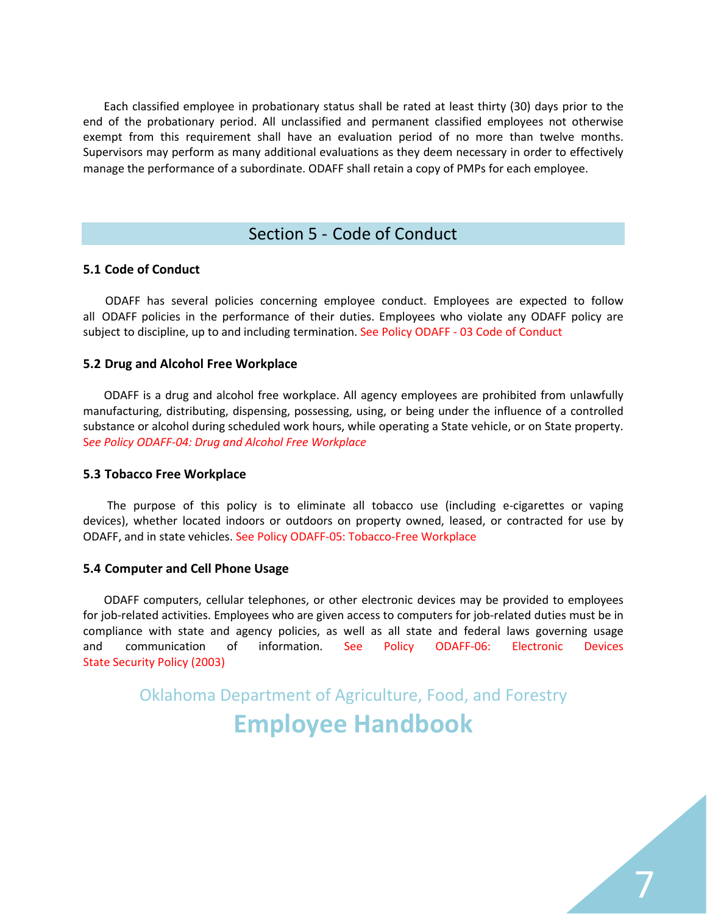Each classified employee in probationary status shall be rated at least thirty (30) days prior to the end of the probationary period. All unclassified and permanent classified employees not otherwise exempt from this requirement shall have an evaluation period of no more than twelve months. Supervisors may perform as many additional evaluations as they deem necessary in order to effectively manage the performance of a subordinate. ODAFF shall retain a copy of PMPs for each employee.

## Section 5 - Code of Conduct

### 5.1 Code of Conduct

ODAFF has several policies concerning employee conduct. Employees are expected to follow all ODAFF policies in the performance of their duties. Employees who violate any ODAFF policy are subject to discipline, up to and including termination. See Policy ODAFF - 03 Code of Conduct

### 5.2 Drug and Alcohol Free Workplace

ODAFF is a drug and alcohol free workplace. All agency employees are prohibited from unlawfully manufacturing, distributing, dispensing, possessing, using, or being under the influence of a controlled substance or alcohol during scheduled work hours, while operating a State vehicle, or on State property. *See Policy ODAFF-04: Drug and Alcohol Free Workplace*

### 5.3 Tobacco Free Workplace

The purpose of this policy is to eliminate all tobacco use (including e-cigarettes or vaping devices), whether located indoors or outdoors on property owned, leased, or contracted for use by ODAFF, and in state vehicles. See Policy ODAFF-05: Tobacco-Free Workplace

### 5.4 Computer and Cell Phone Usage

ODAFF computers, cellular telephones, or other electronic devices may be provided to employees for job-related activities. Employees who are given access to computers for job-related duties must be in compliance with state and agency policies, as well as all state and federal laws governing usage and communication of information. See Policy ODAFF-06: Electronic Devices State Security Policy (2003)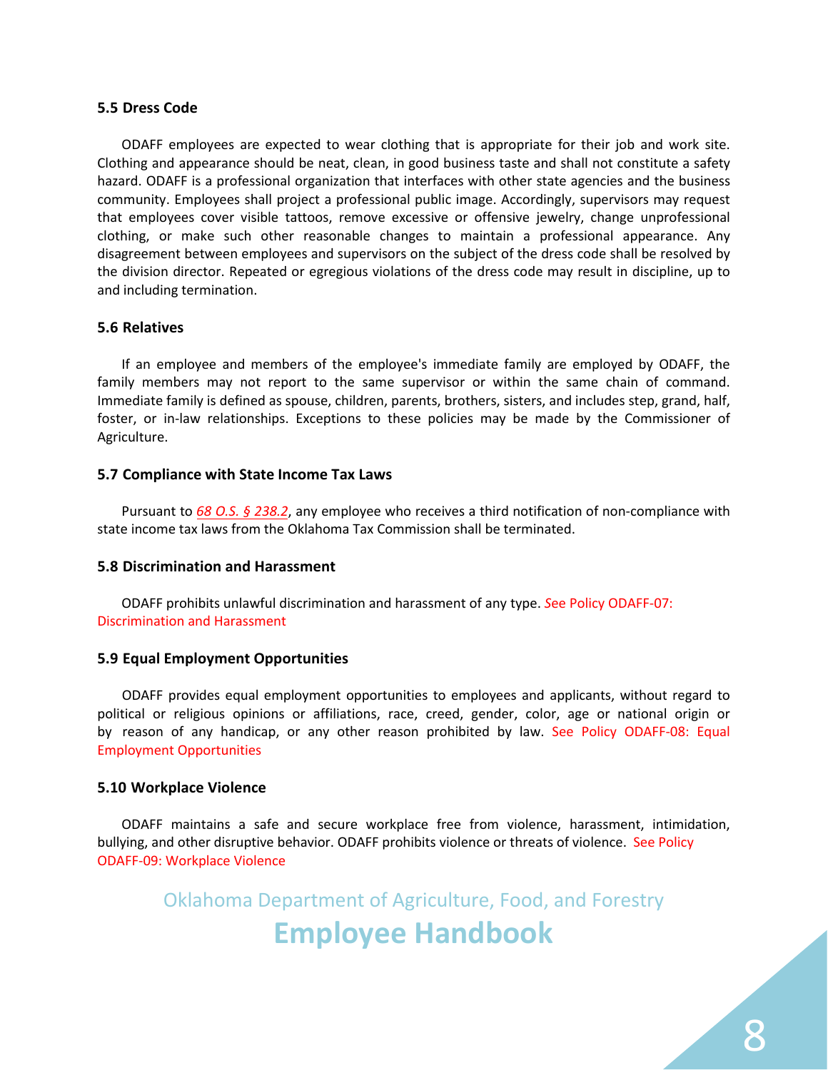### 5.5 Dress Code

ODAFF employees are expected to wear clothing that is appropriate for their job and work site. Clothing and appearance should be neat, clean, in good business taste and shall not constitute a safety hazard. ODAFF is a professional organization that interfaces with other state agencies and the business community. Employees shall project a professional public image. Accordingly, supervisors may request that employees cover visible tattoos, remove excessive or offensive jewelry, change unprofessional clothing, or make such other reasonable changes to maintain a professional appearance. Any disagreement between employees and supervisors on the subject of the dress code shall be resolved by the division director. Repeated or egregious violations of the dress code may result in discipline, up to and including termination.

### 5.6 Relatives

If an employee and members of the employee's immediate family are employed by ODAFF, the family members may not report to the same supervisor or within the same chain of command. Immediate family is defined as spouse, children, parents, brothers, sisters, and includes step, grand, half, foster, or in-law relationships. Exceptions to these policies may be made by the Commissioner of Agriculture.

### 5.7 Compliance with State Income Tax Laws

Pursuant to *68 O.S. § 238.2*, any employee who receives a third notification of non-compliance with state income tax laws from the Oklahoma Tax Commission shall be terminated.

### 5.8 Discrimination and Harassment

ODAFF prohibits unlawful discrimination and harassment of any type. See Policy ODAFF-07: Discrimination and Harassment

### 5.9 Equal Employment Opportunities

ODAFF provides equal employment opportunities to employees and applicants, without regard to political or religious opinions or affiliations, race, creed, gender, color, age or national origin or by reason of any handicap, or any other reason prohibited by law. See Policy ODAFF-08: Equal Employment Opportunities

### 5.10 Workplace Violence

ODAFF maintains a safe and secure workplace free from violence, harassment, intimidation, bullying, and other disruptive behavior. ODAFF prohibits violence or threats of violence. See Policy ODAFF-09: Workplace Violence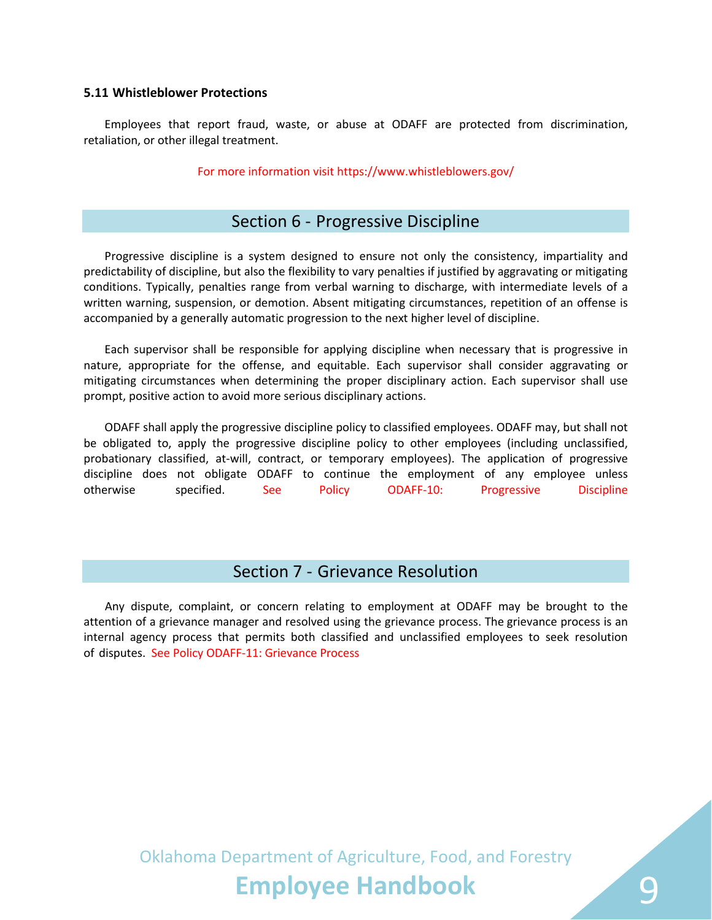### 5.11 Whistleblower Protections

Employees that report fraud, waste, or abuse at ODAFF are protected from discrimination, retaliation, or other illegal treatment.

For more information visit https://www.whistleblowers.gov/

## Section 6 - Progressive Discipline

Progressive discipline is a system designed to ensure not only the consistency, impartiality and predictability of discipline, but also the flexibility to vary penalties if justified by aggravating or mitigating conditions. Typically, penalties range from verbal warning to discharge, with intermediate levels of a written warning, suspension, or demotion. Absent mitigating circumstances, repetition of an offense is accompanied by a generally automatic progression to the next higher level of discipline.

Each supervisor shall be responsible for applying discipline when necessary that is progressive in nature, appropriate for the offense, and equitable. Each supervisor shall consider aggravating or mitigating circumstances when determining the proper disciplinary action. Each supervisor shall use prompt, positive action to avoid more serious disciplinary actions.

ODAFF shall apply the progressive discipline policy to classified employees. ODAFF may, but shall not be obligated to, apply the progressive discipline policy to other employees (including unclassified, probationary classified, at-will, contract, or temporary employees). The application of progressive discipline does not obligate ODAFF to continue the employment of any employee unless otherwise specified. See Policy ODAFF-10: Progressive Discipline

## Section 7 - Grievance Resolution

Any dispute, complaint, or concern relating to employment at ODAFF may be brought to the attention of a grievance manager and resolved using the grievance process. The grievance process is an internal agency process that permits both classified and unclassified employees to seek resolution of disputes. See Policy ODAFF-11: Grievance Process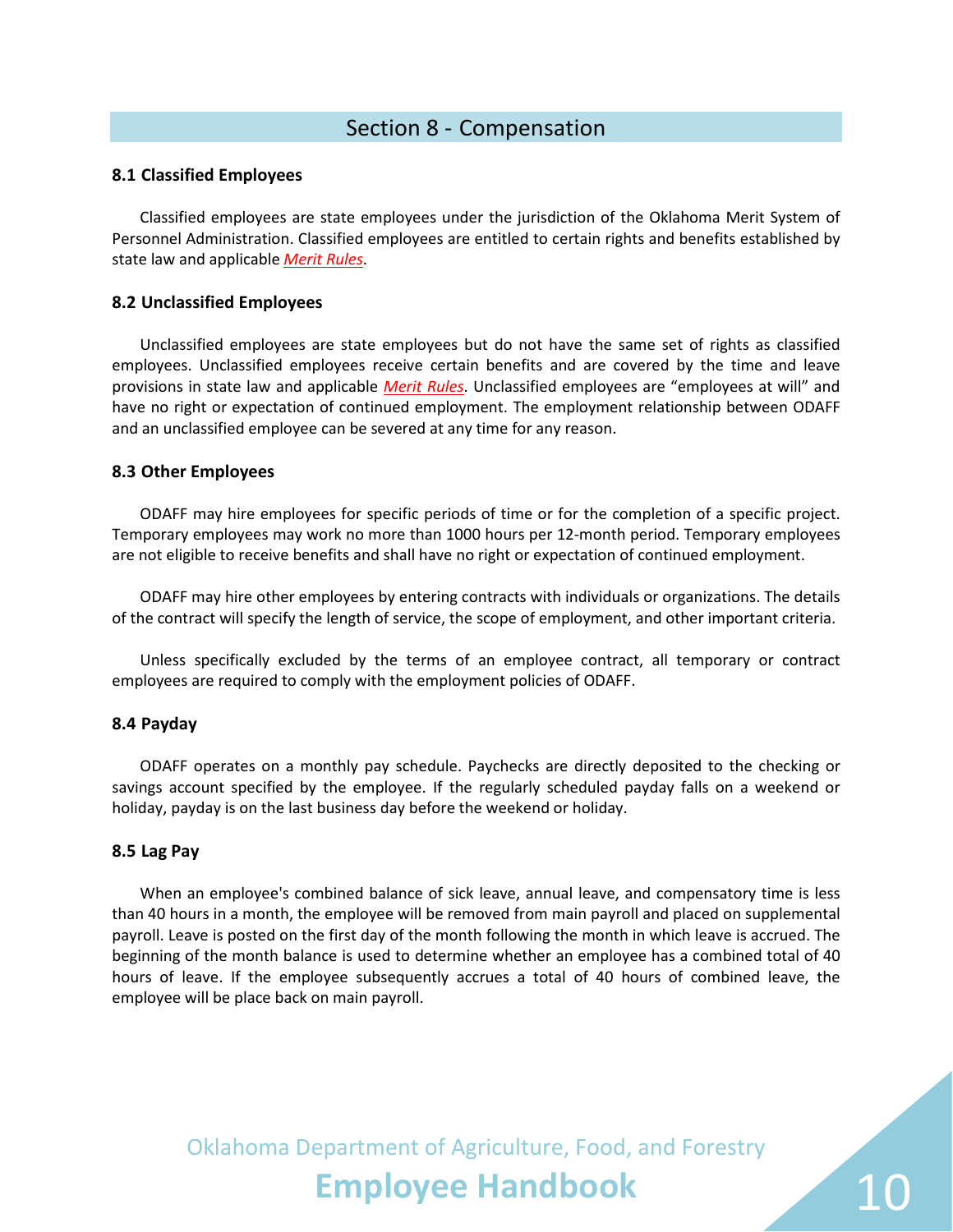## Section 8 - Compensation

### 8.1 Classified Employees

Classified employees are state employees under the jurisdiction of the Oklahoma Merit System of Personnel Administration. Classified employees are entitled to certain rights and benefits established by state law and applicable *Merit Rules*.

### 8.2 Unclassified Employees

Unclassified employees are state employees but do not have the same set of rights as classified employees. Unclassified employees receive certain benefits and are covered by the time and leave provisions in state law and applicable *Merit Rules*. Unclassified employees are "employees at will" and have no right or expectation of continued employment. The employment relationship between ODAFF and an unclassified employee can be severed at any time for any reason.

### 8.3 Other Employees

ODAFF may hire employees for specific periods of time or for the completion of a specific project. Temporary employees may work no more than 1000 hours per 12-month period. Temporary employees are not eligible to receive benefits and shall have no right or expectation of continued employment.

ODAFF may hire other employees by entering contracts with individuals or organizations. The details of the contract will specify the length of service, the scope of employment, and other important criteria.

Unless specifically excluded by the terms of an employee contract, all temporary or contract employees are required to comply with the employment policies of ODAFF.

### 8.4 Payday

ODAFF operates on a monthly pay schedule. Paychecks are directly deposited to the checking or savings account specified by the employee. If the regularly scheduled payday falls on a weekend or holiday, payday is on the last business day before the weekend or holiday.

### 8.5 Lag Pay

When an employee's combined balance of sick leave, annual leave, and compensatory time is less than 40 hours in a month, the employee will be removed from main payroll and placed on supplemental payroll. Leave is posted on the first day of the month following the month in which leave is accrued. The beginning of the month balance is used to determine whether an employee has a combined total of 40 hours of leave. If the employee subsequently accrues a total of 40 hours of combined leave, the employee will be place back on main payroll.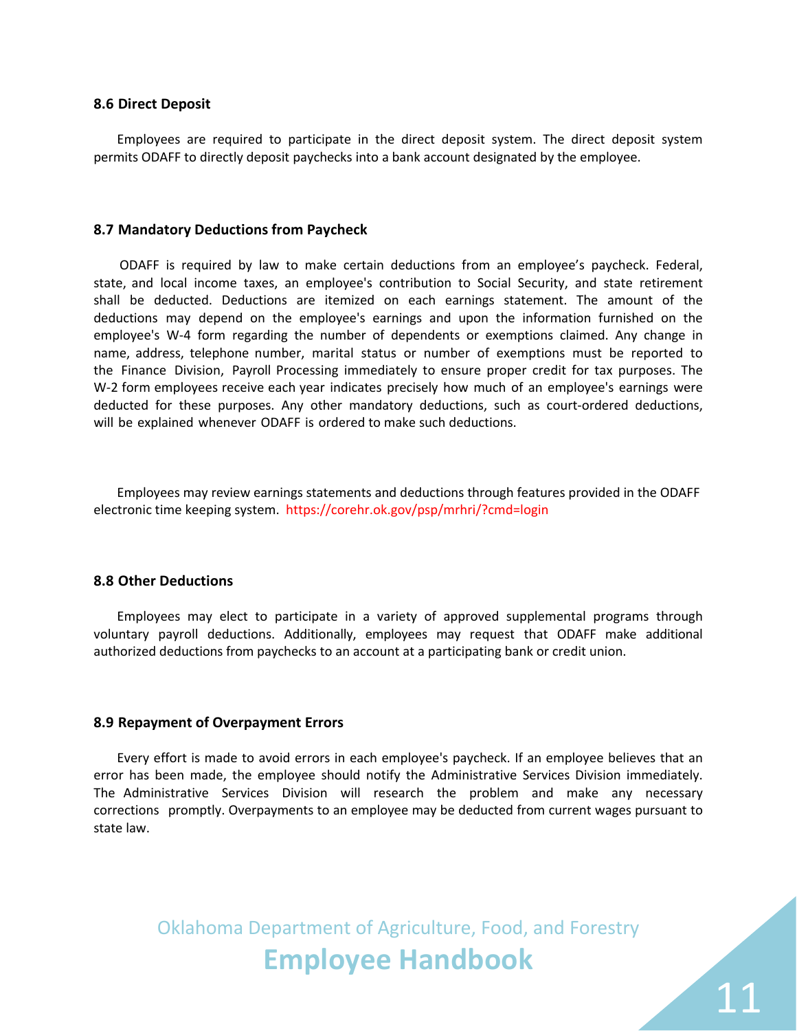### 8.6 Direct Deposit

Employees are required to participate in the direct deposit system. The direct deposit system permits ODAFF to directly deposit paychecks into a bank account designated by the employee.

### 8.7 Mandatory Deductions from Paycheck

ODAFF is required by law to make certain deductions from an employee's paycheck. Federal, state, and local income taxes, an employee's contribution to Social Security, and state retirement shall be deducted. Deductions are itemized on each earnings statement. The amount of the deductions may depend on the employee's earnings and upon the information furnished on the employee's W-4 form regarding the number of dependents or exemptions claimed. Any change in name, address, telephone number, marital status or number of exemptions must be reported to the Finance Division, Payroll Processing immediately to ensure proper credit for tax purposes. The W-2 form employees receive each year indicates precisely how much of an employee's earnings were deducted for these purposes. Any other mandatory deductions, such as court-ordered deductions, will be explained whenever ODAFF is ordered to make such deductions.

Employees may review earnings statements and deductions through features provided in the ODAFF electronic time keeping system. https://corehr.ok.gov/psp/mrhri/?cmd=login

### 8.8 Other Deductions

Employees may elect to participate in a variety of approved supplemental programs through voluntary payroll deductions. Additionally, employees may request that ODAFF make additional authorized deductions from paychecks to an account at a participating bank or credit union.

### 8.9 Repayment of Overpayment Errors

Every effort is made to avoid errors in each employee's paycheck. If an employee believes that an error has been made, the employee should notify the Administrative Services Division immediately. The Administrative Services Division will research the problem and make any necessary corrections promptly. Overpayments to an employee may be deducted from current wages pursuant to state law.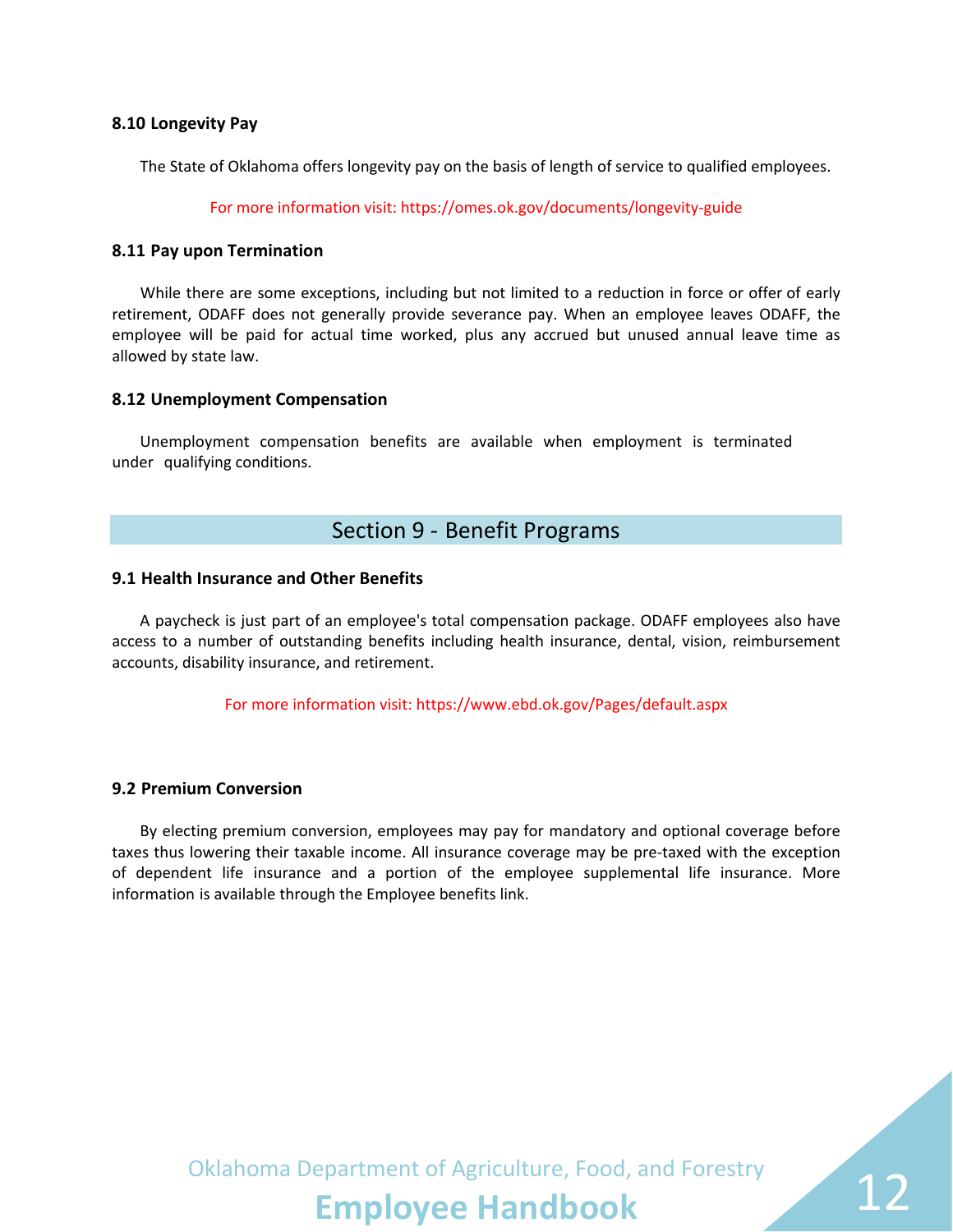### 8.10 Longevity Pay

The State of Oklahoma offers longevity pay on the basis of length of service to qualified employees.

For more information visit: https://omes.ok.gov/documents/longevity-guide

### 8.11 Pay upon Termination

While there are some exceptions, including but not limited to a reduction in force or offer of early retirement, ODAFF does not generally provide severance pay. When an employee leaves ODAFF, the employee will be paid for actual time worked, plus any accrued but unused annual leave time as allowed by state law.

### 8.12 Unemployment Compensation

Unemployment compensation benefits are available when employment is terminated under qualifying conditions.

## Section 9 - Benefit Programs

### 9.1 Health Insurance and Other Benefits

A paycheck is just part of an employee's total compensation package. ODAFF employees also have access to a number of outstanding benefits including health insurance, dental, vision, reimbursement accounts, disability insurance, and retirement.

For more information visit: https://www.ebd.ok.gov/Pages/default.aspx

### 9.2 Premium Conversion

By electing premium conversion, employees may pay for mandatory and optional coverage before taxes thus lowering their taxable income. All insurance coverage may be pre-taxed with the exception of dependent life insurance and a portion of the employee supplemental life insurance. More information is available through the Employee benefits link.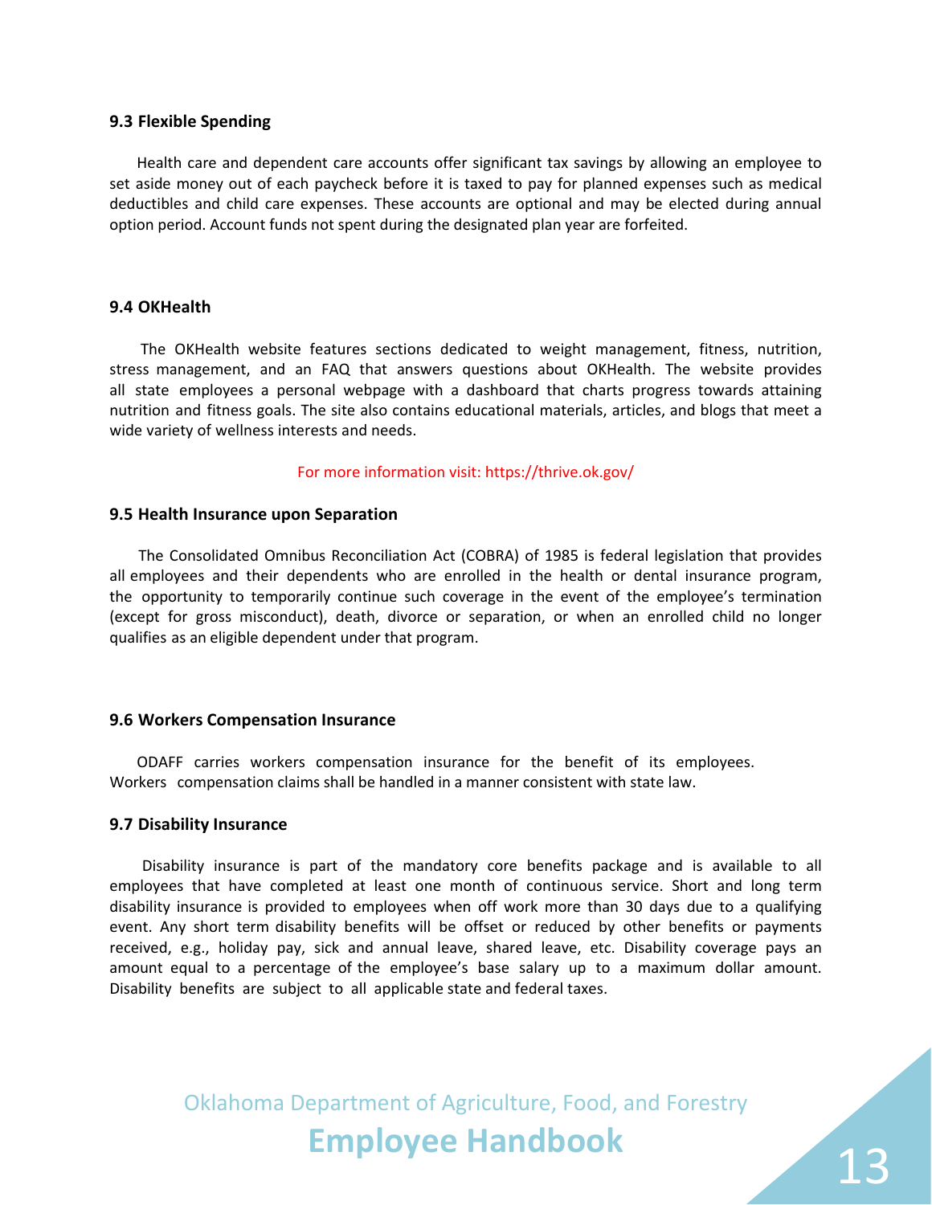### 9.3 Flexible Spending

Health care and dependent care accounts offer significant tax savings by allowing an employee to set aside money out of each paycheck before it is taxed to pay for planned expenses such as medical deductibles and child care expenses. These accounts are optional and may be elected during annual option period. Account funds not spent during the designated plan year are forfeited.

### 9.4 OKHealth

The OKHealth website features sections dedicated to weight management, fitness, nutrition, stress management, and an FAQ that answers questions about OKHealth. The website provides all state employees a personal webpage with a dashboard that charts progress towards attaining nutrition and fitness goals. The site also contains educational materials, articles, and blogs that meet a wide variety of wellness interests and needs.

For more information visit: https://thrive.ok.gov/

### 9.5 Health Insurance upon Separation

The Consolidated Omnibus Reconciliation Act (COBRA) of 1985 is federal legislation that provides all employees and their dependents who are enrolled in the health or dental insurance program, the opportunity to temporarily continue such coverage in the event of the employee's termination (except for gross misconduct), death, divorce or separation, or when an enrolled child no longer qualifies as an eligible dependent under that program.

### 9.6 Workers Compensation Insurance

ODAFF carries workers compensation insurance for the benefit of its employees. Workers compensation claims shall be handled in a manner consistent with state law.

### 9.7 Disability Insurance

Disability insurance is part of the mandatory core benefits package and is available to all employees that have completed at least one month of continuous service. Short and long term disability insurance is provided to employees when off work more than 30 days due to a qualifying event. Any short term disability benefits will be offset or reduced by other benefits or payments received, e.g., holiday pay, sick and annual leave, shared leave, etc. Disability coverage pays an amount equal to a percentage of the employee's base salary up to a maximum dollar amount. Disability benefits are subject to all applicable state and federal taxes.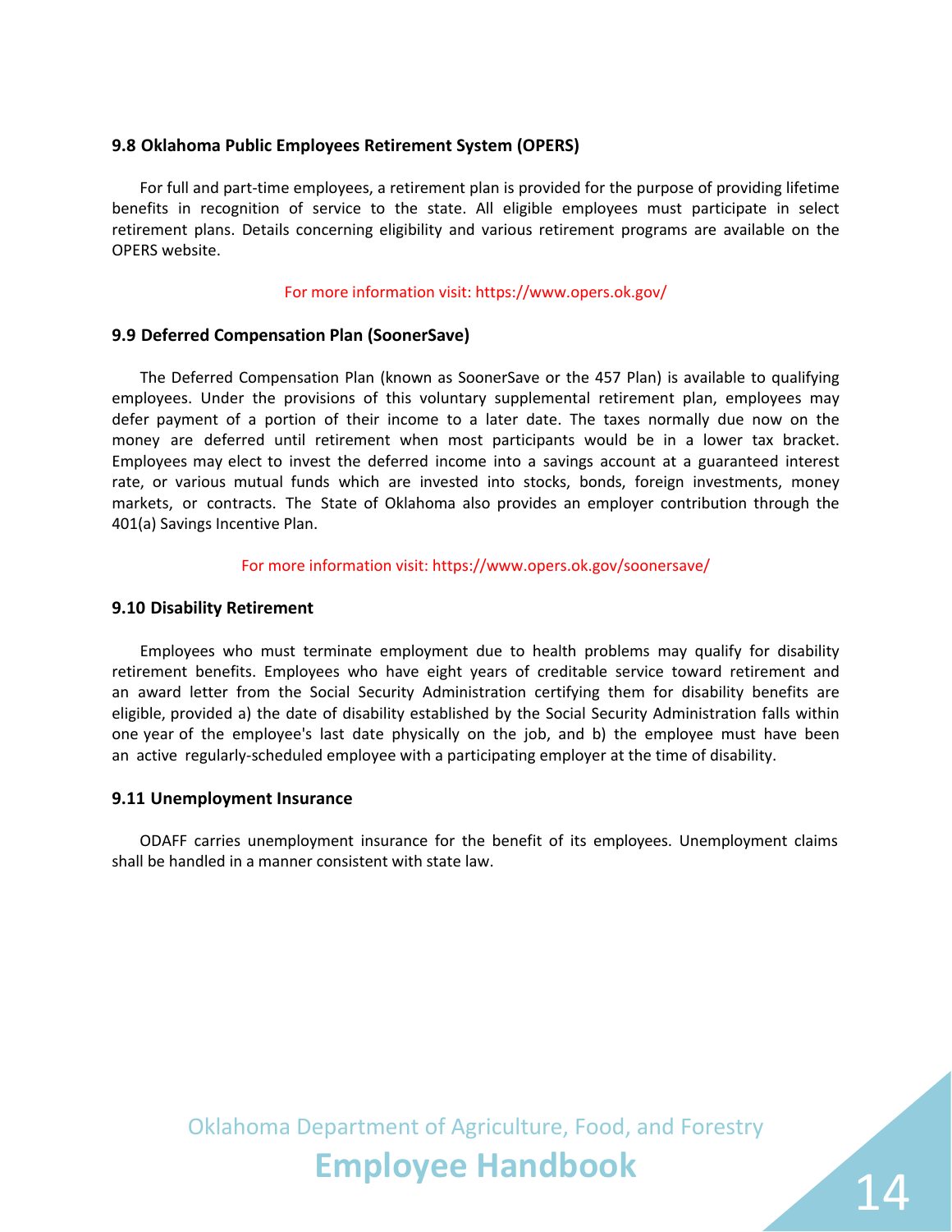### 9.8 Oklahoma Public Employees Retirement System (OPERS)

For full and part-time employees, a retirement plan is provided for the purpose of providing lifetime benefits in recognition of service to the state. All eligible employees must participate in select retirement plans. Details concerning eligibility and various retirement programs are available on the OPERS website.

For more information visit: https://www.opers.ok.gov/

### 9.9 Deferred Compensation Plan (SoonerSave)

The Deferred Compensation Plan (known as SoonerSave or the 457 Plan) is available to qualifying employees. Under the provisions of this voluntary supplemental retirement plan, employees may defer payment of a portion of their income to a later date. The taxes normally due now on the money are deferred until retirement when most participants would be in a lower tax bracket. Employees may elect to invest the deferred income into a savings account at a guaranteed interest rate, or various mutual funds which are invested into stocks, bonds, foreign investments, money markets, or contracts. The State of Oklahoma also provides an employer contribution through the 401(a) Savings Incentive Plan.

For more information visit: https://www.opers.ok.gov/soonersave/

### 9.10 Disability Retirement

Employees who must terminate employment due to health problems may qualify for disability retirement benefits. Employees who have eight years of creditable service toward retirement and an award letter from the Social Security Administration certifying them for disability benefits are eligible, provided a) the date of disability established by the Social Security Administration falls within one year of the employee's last date physically on the job, and b) the employee must have been an active regularly-scheduled employee with a participating employer at the time of disability.

### 9.11 Unemployment Insurance

ODAFF carries unemployment insurance for the benefit of its employees. Unemployment claims shall be handled in a manner consistent with state law.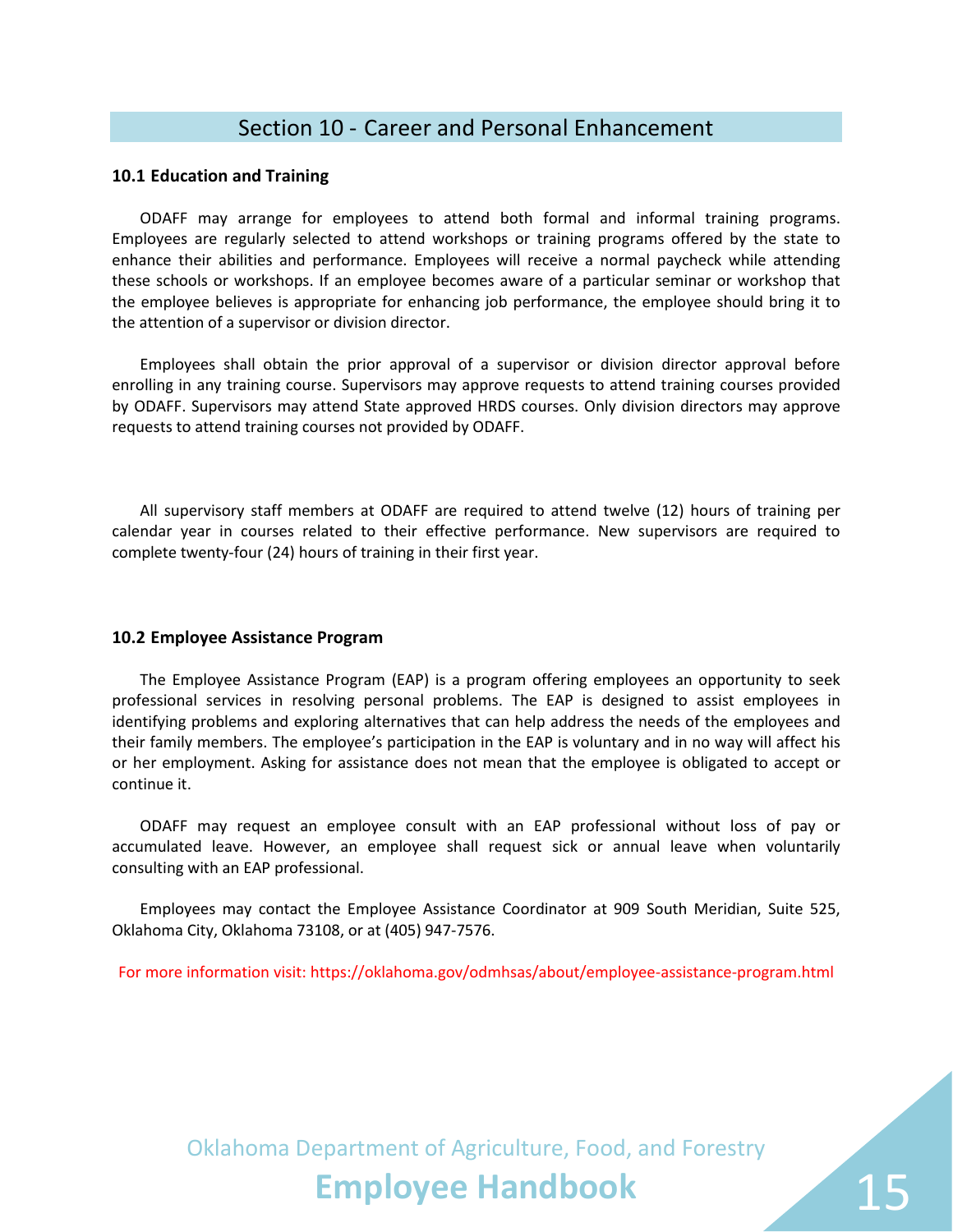## Section 10 - Career and Personal Enhancement

### 10.1 Education and Training

ODAFF may arrange for employees to attend both formal and informal training programs. Employees are regularly selected to attend workshops or training programs offered by the state to enhance their abilities and performance. Employees will receive a normal paycheck while attending these schools or workshops. If an employee becomes aware of a particular seminar or workshop that the employee believes is appropriate for enhancing job performance, the employee should bring it to the attention of a supervisor or division director.

Employees shall obtain the prior approval of a supervisor or division director approval before enrolling in any training course. Supervisors may approve requests to attend training courses provided by ODAFF. Supervisors may attend State approved HRDS courses. Only division directors may approve requests to attend training courses not provided by ODAFF.

All supervisory staff members at ODAFF are required to attend twelve (12) hours of training per calendar year in courses related to their effective performance. New supervisors are required to complete twenty-four (24) hours of training in their first year.

### 10.2 Employee Assistance Program

The Employee Assistance Program (EAP) is a program offering employees an opportunity to seek professional services in resolving personal problems. The EAP is designed to assist employees in identifying problems and exploring alternatives that can help address the needs of the employees and their family members. The employee's participation in the EAP is voluntary and in no way will affect his or her employment. Asking for assistance does not mean that the employee is obligated to accept or continue it.

ODAFF may request an employee consult with an EAP professional without loss of pay or accumulated leave. However, an employee shall request sick or annual leave when voluntarily consulting with an EAP professional.

Employees may contact the Employee Assistance Coordinator at 909 South Meridian, Suite 525, Oklahoma City, Oklahoma 73108, or at (405) 947-7576.

For more information visit: https://oklahoma.gov/odmhsas/about/employee-assistance-program.html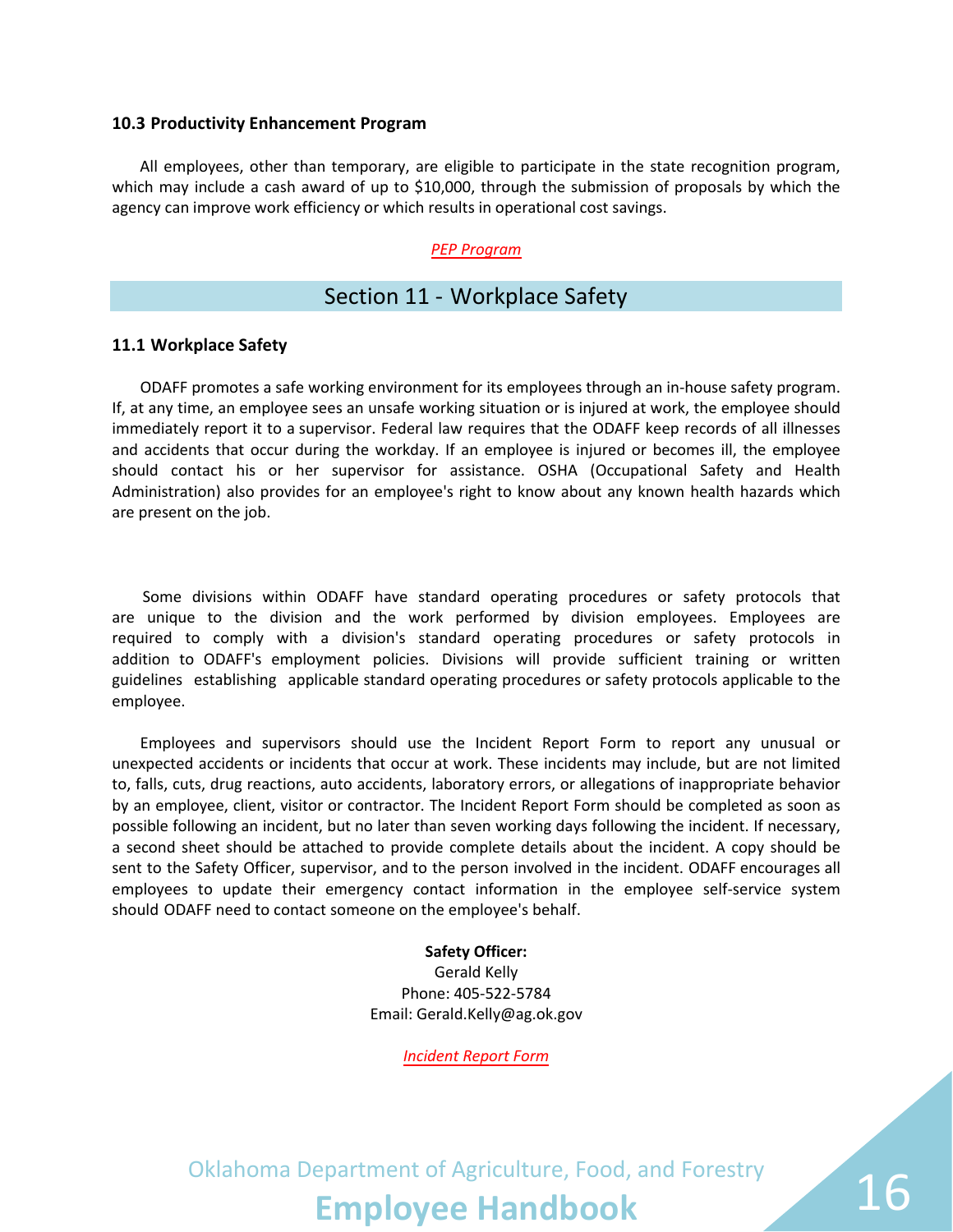### 10.3 Productivity Enhancement Program

All employees, other than temporary, are eligible to participate in the state recognition program, which may include a cash award of up to $10,000, through the submission of proposals by which the agency can improve work efficiency or which results in operational cost savings.

*PEP Program*

## Section 11 - Workplace Safety

### 11.1 Workplace Safety

ODAFF promotes a safe working environment for its employees through an in-house safety program. If, at any time, an employee sees an unsafe working situation or is injured at work, the employee should immediately report it to a supervisor. Federal law requires that the ODAFF keep records of all illnesses and accidents that occur during the workday. If an employee is injured or becomes ill, the employee should contact his or her supervisor for assistance. OSHA (Occupational Safety and Health Administration) also provides for an employee's right to know about any known health hazards which are present on the job.

Some divisions within ODAFF have standard operating procedures or safety protocols that are unique to the division and the work performed by division employees. Employees are required to comply with a division's standard operating procedures or safety protocols in addition to ODAFF's employment policies. Divisions will provide sufficient training or written guidelines establishing applicable standard operating procedures or safety protocols applicable to the employee.

Employees and supervisors should use the Incident Report Form to report any unusual or unexpected accidents or incidents that occur at work. These incidents may include, but are not limited to, falls, cuts, drug reactions, auto accidents, laboratory errors, or allegations of inappropriate behavior by an employee, client, visitor or contractor. The Incident Report Form should be completed as soon as possible following an incident, but no later than seven working days following the incident. If necessary, a second sheet should be attached to provide complete details about the incident. A copy should be sent to the Safety Officer, supervisor, and to the person involved in the incident. ODAFF encourages all employees to update their emergency contact information in the employee self-service system should ODAFF need to contact someone on the employee's behalf.

**Safety Officer:**
Gerald Kelly
Phone: 405-522-5784
Email: Gerald.Kelly@ag.ok.gov

*Incident Report Form*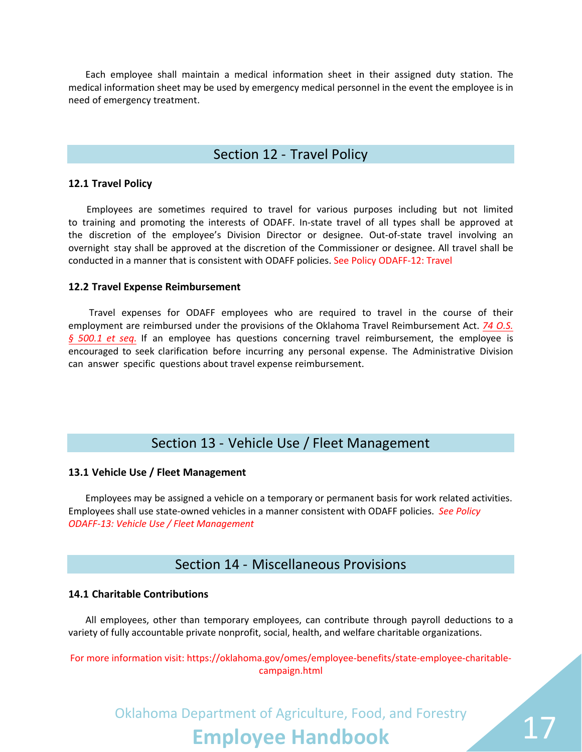Each employee shall maintain a medical information sheet in their assigned duty station. The medical information sheet may be used by emergency medical personnel in the event the employee is in need of emergency treatment.

## Section 12 - Travel Policy

### 12.1 Travel Policy

Employees are sometimes required to travel for various purposes including but not limited to training and promoting the interests of ODAFF. In-state travel of all types shall be approved at the discretion of the employee's Division Director or designee. Out-of-state travel involving an overnight stay shall be approved at the discretion of the Commissioner or designee. All travel shall be conducted in a manner that is consistent with ODAFF policies. See Policy ODAFF-12: Travel

### 12.2 Travel Expense Reimbursement

Travel expenses for ODAFF employees who are required to travel in the course of their employment are reimbursed under the provisions of the Oklahoma Travel Reimbursement Act. *74 O.S. § 500.1 et seq.* If an employee has questions concerning travel reimbursement, the employee is encouraged to seek clarification before incurring any personal expense. The Administrative Division can answer specific questions about travel expense reimbursement.

## Section 13 - Vehicle Use / Fleet Management

### 13.1 Vehicle Use / Fleet Management

Employees may be assigned a vehicle on a temporary or permanent basis for work related activities. Employees shall use state-owned vehicles in a manner consistent with ODAFF policies. *See Policy ODAFF-13: Vehicle Use / Fleet Management*

## Section 14 - Miscellaneous Provisions

### 14.1 Charitable Contributions

All employees, other than temporary employees, can contribute through payroll deductions to a variety of fully accountable private nonprofit, social, health, and welfare charitable organizations.

For more information visit: https://oklahoma.gov/omes/employee-benefits/state-employee-charitable-campaign.html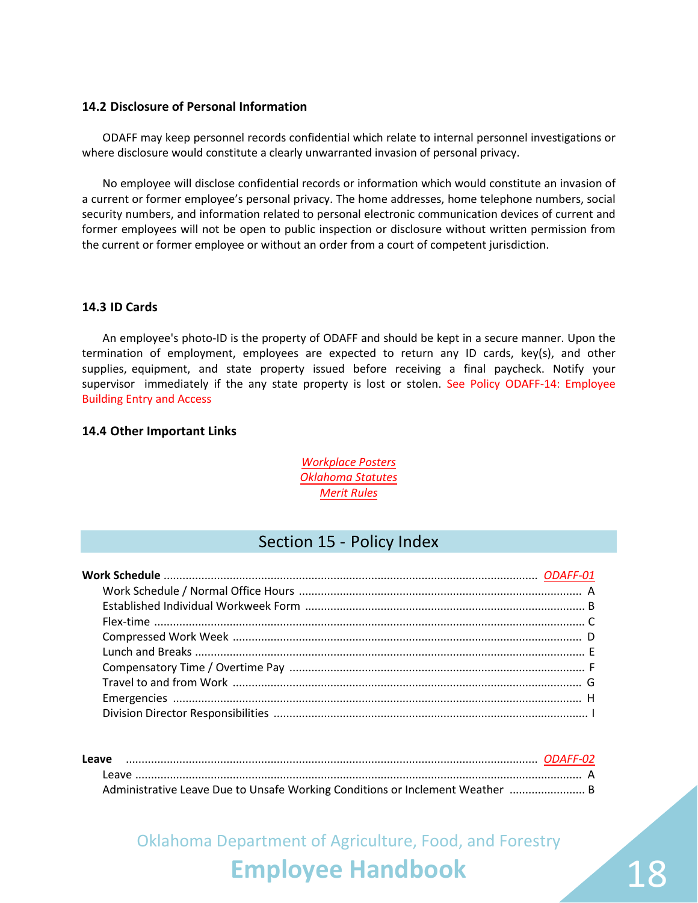### 14.2 Disclosure of Personal Information

ODAFF may keep personnel records confidential which relate to internal personnel investigations or where disclosure would constitute a clearly unwarranted invasion of personal privacy.

No employee will disclose confidential records or information which would constitute an invasion of a current or former employee's personal privacy. The home addresses, home telephone numbers, social security numbers, and information related to personal electronic communication devices of current and former employees will not be open to public inspection or disclosure without written permission from the current or former employee or without an order from a court of competent jurisdiction.

### 14.3 ID Cards

An employee's photo-ID is the property of ODAFF and should be kept in a secure manner. Upon the termination of employment, employees are expected to return any ID cards, key(s), and other supplies, equipment, and state property issued before receiving a final paycheck. Notify your supervisor immediately if the any state property is lost or stolen. See Policy ODAFF-14: Employee Building Entry and Access

### 14.4 Other Important Links

*Workplace Posters*
*Oklahoma Statutes*
*Merit Rules*

## Section 15 - Policy Index

**Work Schedule** .................................................. *ODAFF-01*

- Work Schedule / Normal Office Hours .................................................. A
- Established Individual Workweek Form .................................................. B
- Flex-time .................................................. C
- Compressed Work Week .................................................. D
- Lunch and Breaks .................................................. E
- Compensatory Time / Overtime Pay .................................................. F
- Travel to and from Work .................................................. G
- Emergencies .................................................. H
- Division Director Responsibilities .................................................. I

**Leave** .................................................. *ODAFF-02*

- Leave .................................................. A
- Administrative Leave Due to Unsafe Working Conditions or Inclement Weather .................................................. B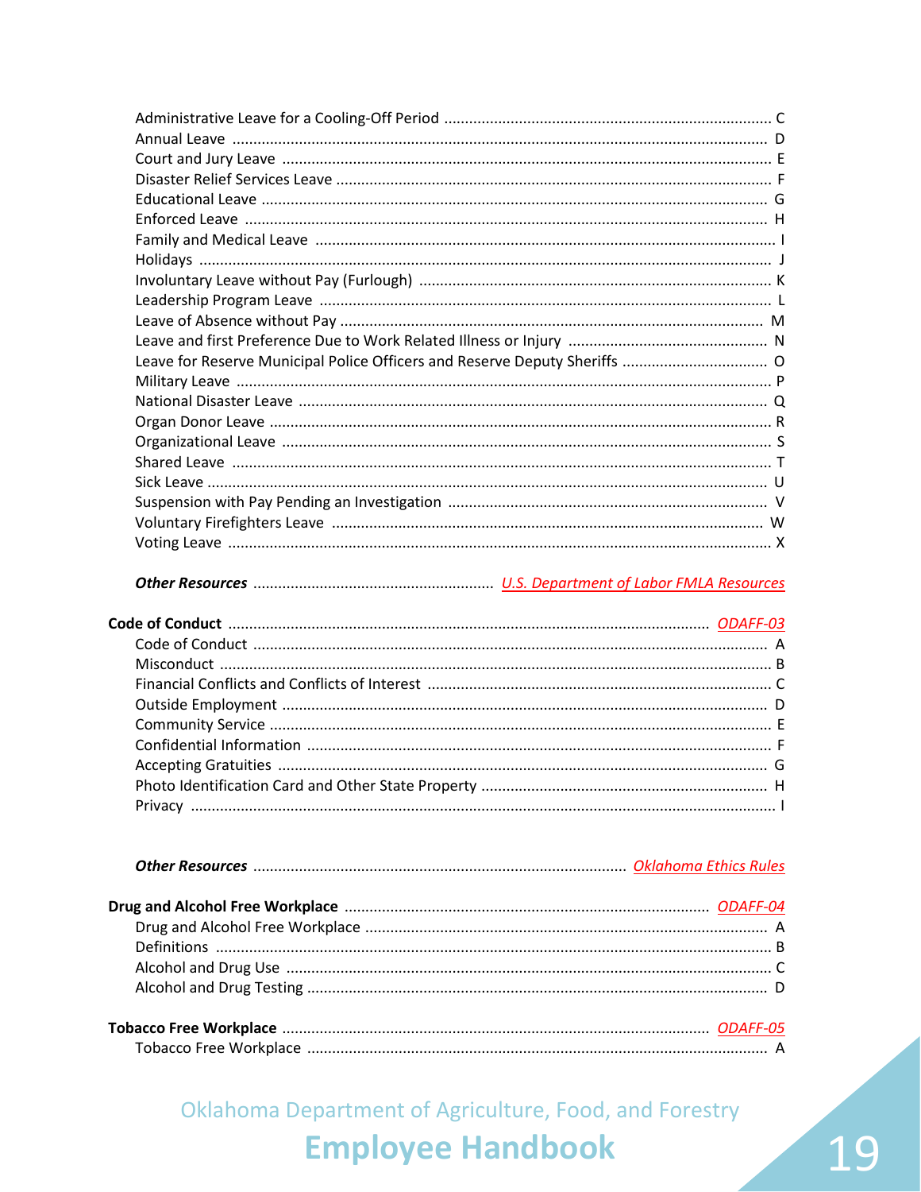Administrative Leave for a Cooling-Off Period ............ C
Annual Leave ............ D
Court and Jury Leave ............ E
Disaster Relief Services Leave ............ F
Educational Leave ............ G
Enforced Leave ............ H
Family and Medical Leave ............ I
Holidays ............ J
Involuntary Leave without Pay (Furlough) ............ K
Leadership Program Leave ............ L
Leave of Absence without Pay ............ M
Leave and first Preference Due to Work Related Illness or Injury ............ N
Leave for Reserve Municipal Police Officers and Reserve Deputy Sheriffs ............ O
Military Leave ............ P
National Disaster Leave ............ Q
Organ Donor Leave ............ R
Organizational Leave ............ S
Shared Leave ............ T
Sick Leave ............ U
Suspension with Pay Pending an Investigation ............ V
Voluntary Firefighters Leave ............ W
Voting Leave ............ X

***Other Resources*** ............ *U.S. Department of Labor FMLA Resources*

**Code of Conduct** ............ *ODAFF-03*

Code of Conduct ............ A
Misconduct ............ B
Financial Conflicts and Conflicts of Interest ............ C
Outside Employment ............ D
Community Service ............ E
Confidential Information ............ F
Accepting Gratuities ............ G
Photo Identification Card and Other State Property ............ H
Privacy ............ I

***Other Resources*** ............ *Oklahoma Ethics Rules*

**Drug and Alcohol Free Workplace** ............ *ODAFF-04*

Drug and Alcohol Free Workplace ............ A
Definitions ............ B
Alcohol and Drug Use ............ C
Alcohol and Drug Testing ............ D

**Tobacco Free Workplace** ............ *ODAFF-05*

Tobacco Free Workplace ............ A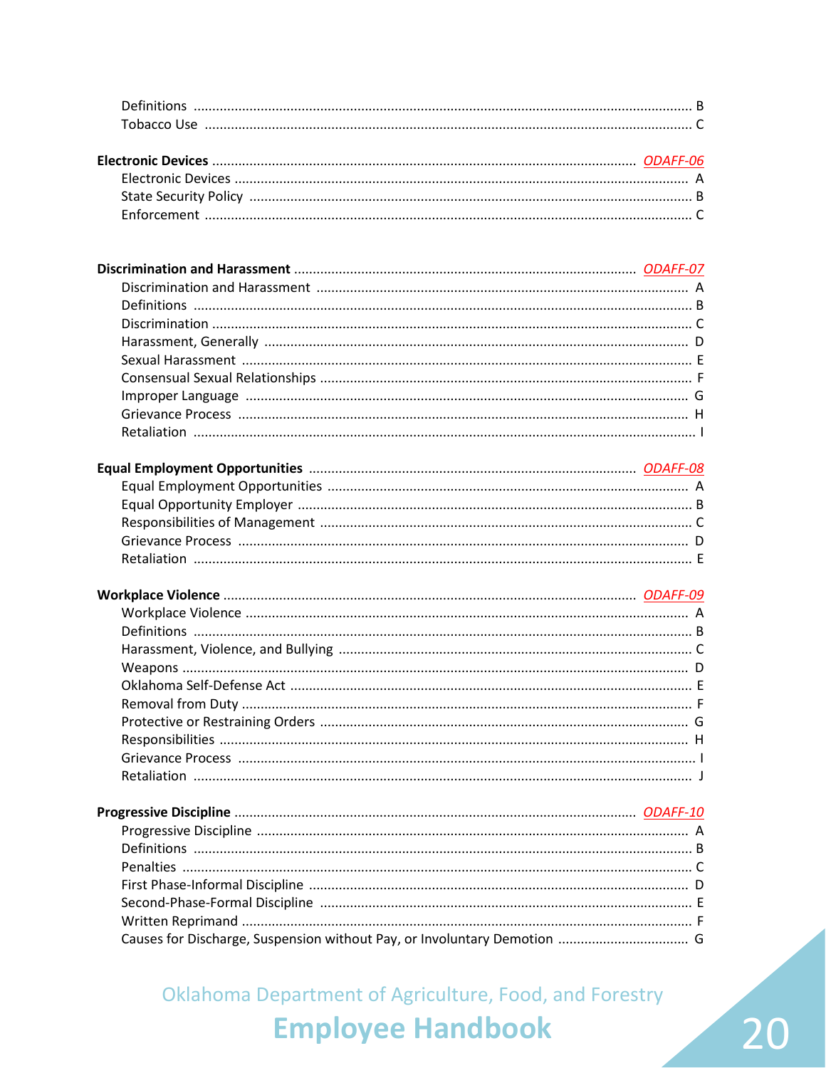Definitions ..... B
Tobacco Use ..... C

**Electronic Devices** ..... *ODAFF-06*
Electronic Devices ..... A
State Security Policy ..... B
Enforcement ..... C

**Discrimination and Harassment** ..... *ODAFF-07*
Discrimination and Harassment ..... A
Definitions ..... B
Discrimination ..... C
Harassment, Generally ..... D
Sexual Harassment ..... E
Consensual Sexual Relationships ..... F
Improper Language ..... G
Grievance Process ..... H
Retaliation ..... I

**Equal Employment Opportunities** ..... *ODAFF-08*
Equal Employment Opportunities ..... A
Equal Opportunity Employer ..... B
Responsibilities of Management ..... C
Grievance Process ..... D
Retaliation ..... E

**Workplace Violence** ..... *ODAFF-09*
Workplace Violence ..... A
Definitions ..... B
Harassment, Violence, and Bullying ..... C
Weapons ..... D
Oklahoma Self-Defense Act ..... E
Removal from Duty ..... F
Protective or Restraining Orders ..... G
Responsibilities ..... H
Grievance Process ..... I
Retaliation ..... J

**Progressive Discipline** ..... *ODAFF-10*
Progressive Discipline ..... A
Definitions ..... B
Penalties ..... C
First Phase-Informal Discipline ..... D
Second-Phase-Formal Discipline ..... E
Written Reprimand ..... F
Causes for Discharge, Suspension without Pay, or Involuntary Demotion ..... G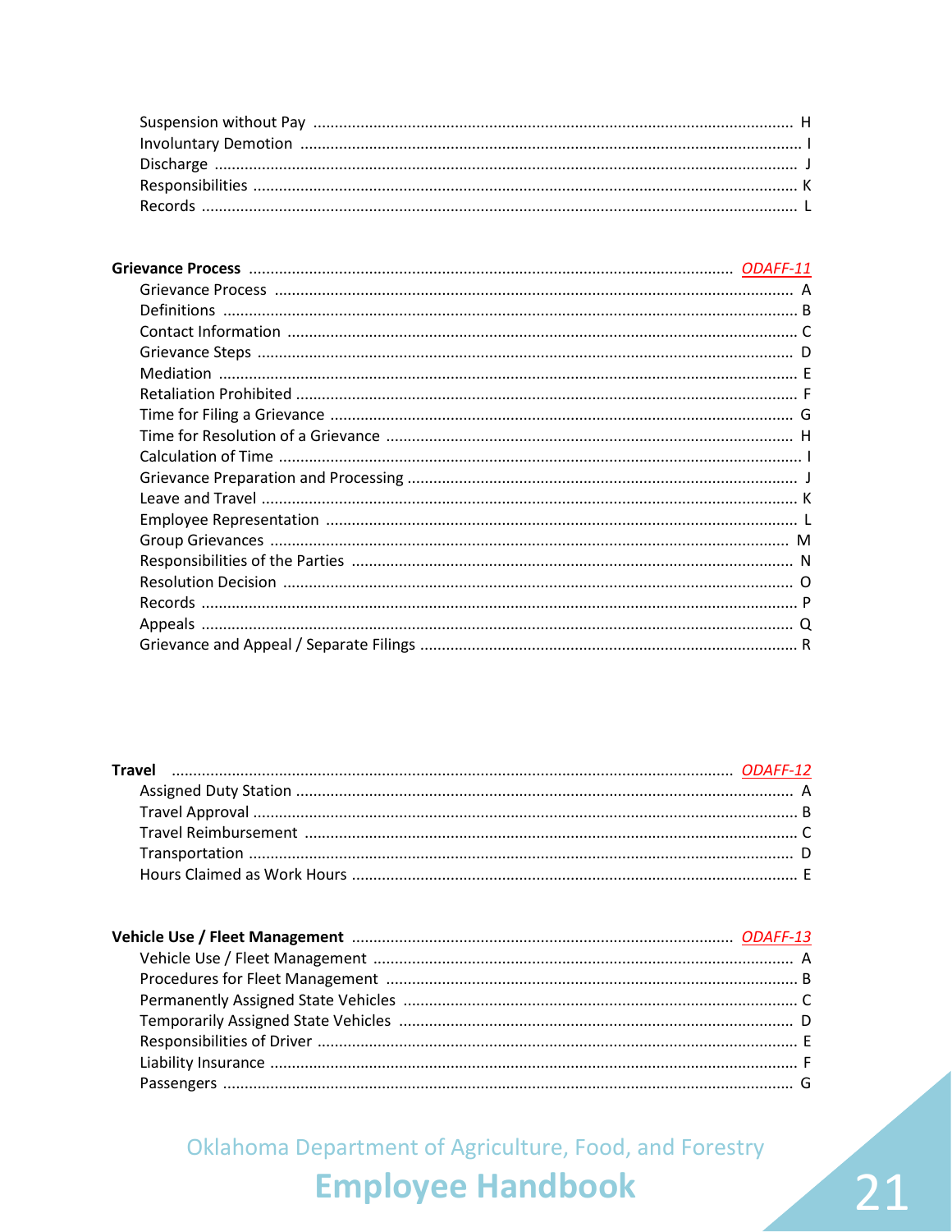Suspension without Pay ............................................................ H
Involuntary Demotion ............................................................ I
Discharge ............................................................ J
Responsibilities ............................................................ K
Records ............................................................ L

**Grievance Process** ............................................................ *ODAFF-11*

Grievance Process ............................................................ A
Definitions ............................................................ B
Contact Information ............................................................ C
Grievance Steps ............................................................ D
Mediation ............................................................ E
Retaliation Prohibited ............................................................ F
Time for Filing a Grievance ............................................................ G
Time for Resolution of a Grievance ............................................................ H
Calculation of Time ............................................................ I
Grievance Preparation and Processing ............................................................ J
Leave and Travel ............................................................ K
Employee Representation ............................................................ L
Group Grievances ............................................................ M
Responsibilities of the Parties ............................................................ N
Resolution Decision ............................................................ O
Records ............................................................ P
Appeals ............................................................ Q
Grievance and Appeal / Separate Filings ............................................................ R

**Travel** ............................................................ *ODAFF-12*

Assigned Duty Station ............................................................ A
Travel Approval ............................................................ B
Travel Reimbursement ............................................................ C
Transportation ............................................................ D
Hours Claimed as Work Hours ............................................................ E

**Vehicle Use / Fleet Management** ............................................................ *ODAFF-13*

Vehicle Use / Fleet Management ............................................................ A
Procedures for Fleet Management ............................................................ B
Permanently Assigned State Vehicles ............................................................ C
Temporarily Assigned State Vehicles ............................................................ D
Responsibilities of Driver ............................................................ E
Liability Insurance ............................................................ F
Passengers ............................................................ G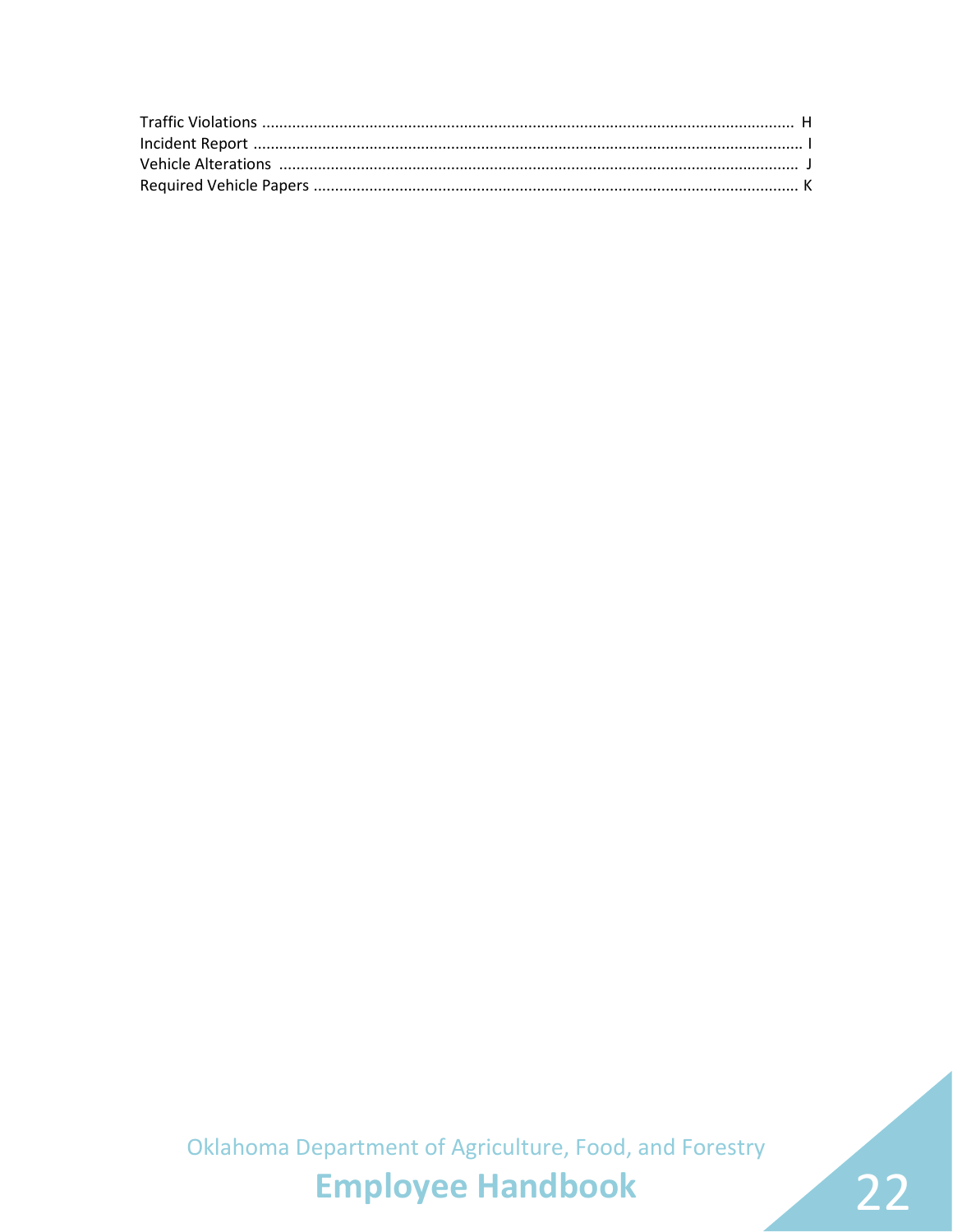Traffic Violations .......................................................................................................................... H
Incident Report ............................................................................................................................. I
Vehicle Alterations ........................................................................................................................ J
Required Vehicle Papers ............................................................................................................... K